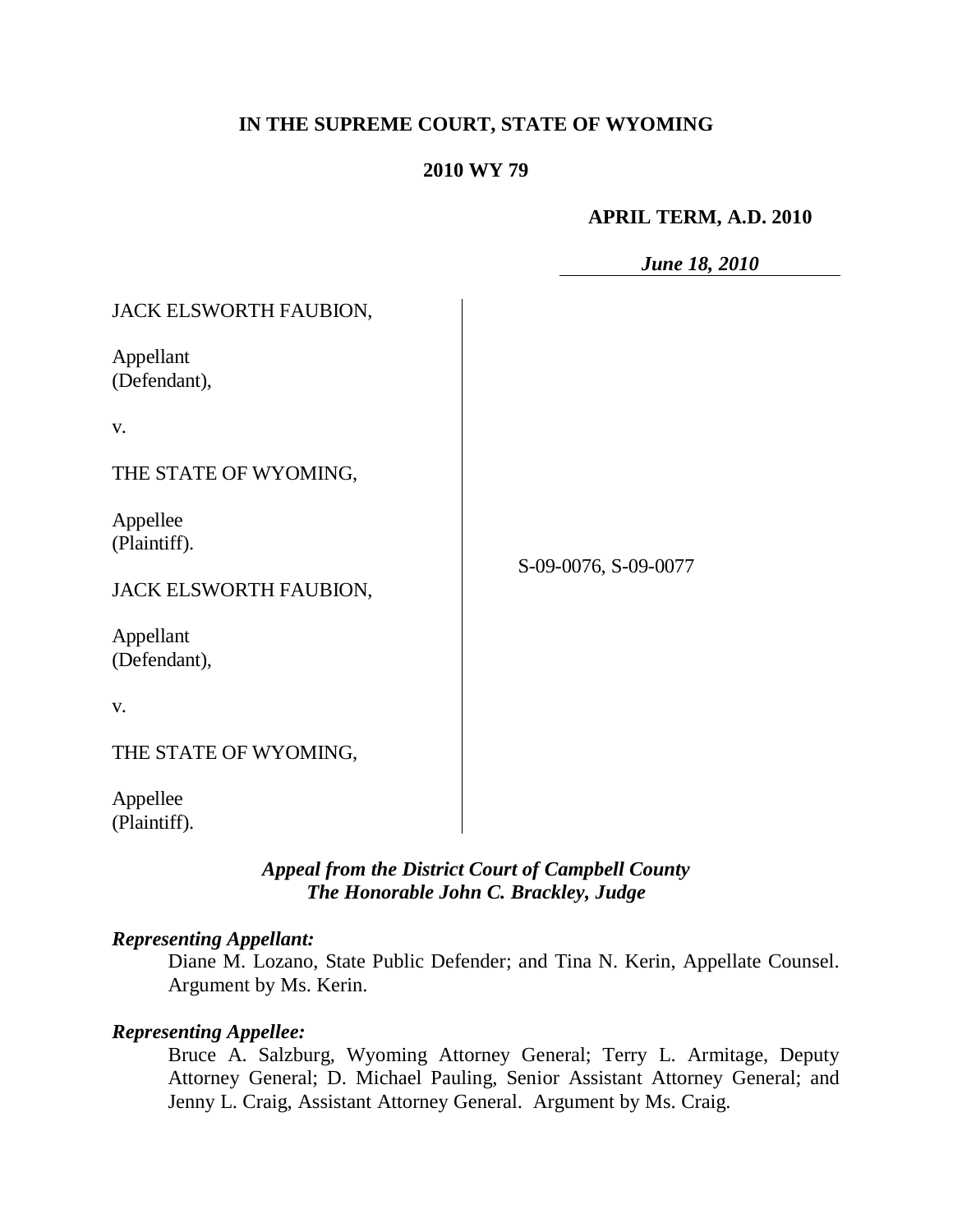**IN THE SUPREME COURT, STATE OF WYOMING**

**2010 WY 79**

**APRIL TERM, A.D. 2010**

***June 18, 2010***

JACK ELSWORTH FAUBION,

Appellant (Defendant),

v.

THE STATE OF WYOMING,

Appellee (Plaintiff).

JACK ELSWORTH FAUBION,

Appellant (Defendant),

v.

THE STATE OF WYOMING,

Appellee (Plaintiff).

S-09-0076, S-09-0077

***Appeal from the District Court of Campbell County***
***The Honorable John C. Brackley, Judge***

***Representing Appellant:***

Diane M. Lozano, State Public Defender; and Tina N. Kerin, Appellate Counsel. Argument by Ms. Kerin.

***Representing Appellee:***

Bruce A. Salzburg, Wyoming Attorney General; Terry L. Armitage, Deputy Attorney General; D. Michael Pauling, Senior Assistant Attorney General; and Jenny L. Craig, Assistant Attorney General. Argument by Ms. Craig.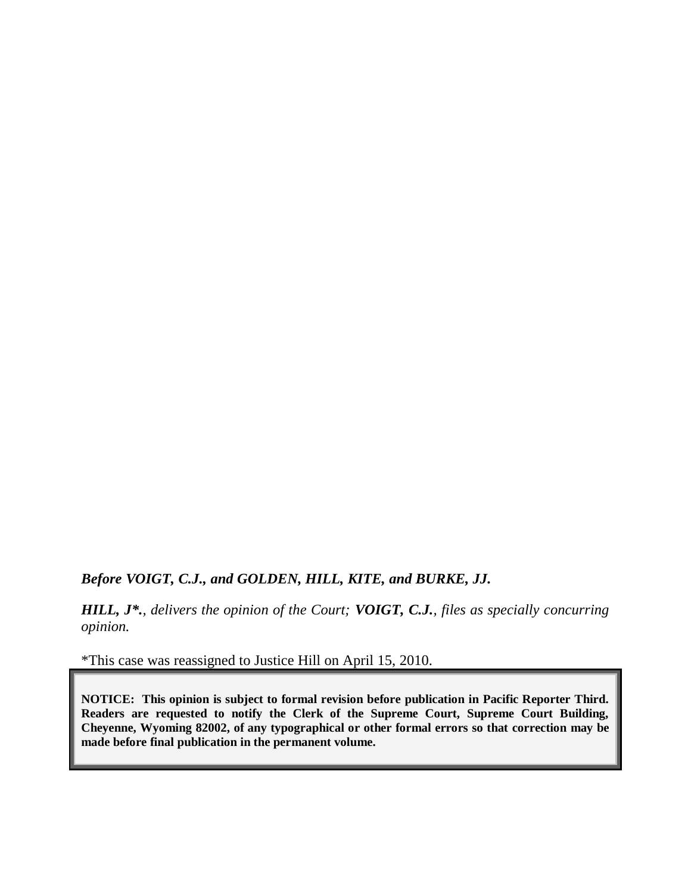***Before VOIGT, C.J., and GOLDEN, HILL, KITE, and BURKE, JJ.***

***HILL, J\*.**, delivers the opinion of the Court; **VOIGT, C.J.**, files as specially concurring opinion.*

*This case was reassigned to Justice Hill on April 15, 2010.

**NOTICE: This opinion is subject to formal revision before publication in Pacific Reporter Third. Readers are requested to notify the Clerk of the Supreme Court, Supreme Court Building, Cheyenne, Wyoming 82002, of any typographical or other formal errors so that correction may be made before final publication in the permanent volume.**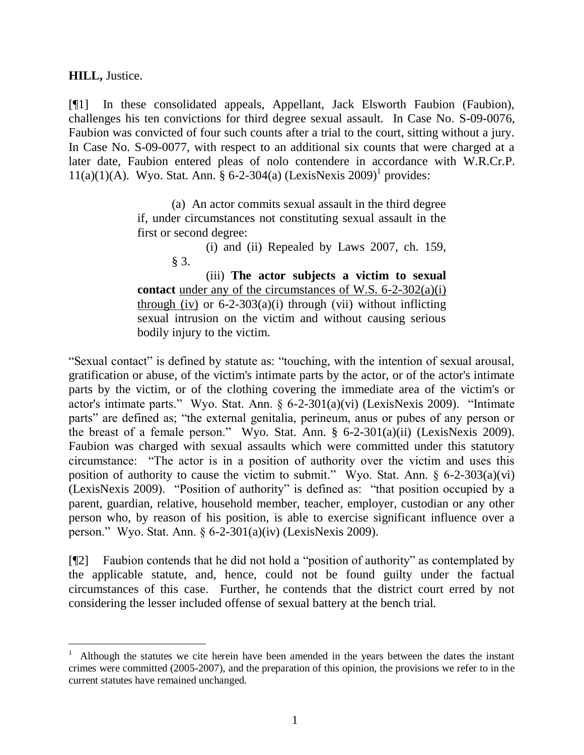**HILL,** Justice.

[¶1] In these consolidated appeals, Appellant, Jack Elsworth Faubion (Faubion), challenges his ten convictions for third degree sexual assault. In Case No. S-09-0076, Faubion was convicted of four such counts after a trial to the court, sitting without a jury. In Case No. S-09-0077, with respect to an additional six counts that were charged at a later date, Faubion entered pleas of nolo contendere in accordance with W.R.Cr.P. 11(a)(1)(A). Wyo. Stat. Ann. § 6-2-304(a) (LexisNexis 2009)[1] provides:

> (a) An actor commits sexual assault in the third degree if, under circumstances not constituting sexual assault in the first or second degree:
>
> (i) and (ii) Repealed by Laws 2007, ch. 159, § 3.
>
> (iii) **The actor subjects a victim to sexual contact** <u>under any of the circumstances of W.S. 6-2-302(a)(i) through (iv)</u> or 6-2-303(a)(i) through (vii) without inflicting sexual intrusion on the victim and without causing serious bodily injury to the victim.

"Sexual contact" is defined by statute as: "touching, with the intention of sexual arousal, gratification or abuse, of the victim's intimate parts by the actor, or of the actor's intimate parts by the victim, or of the clothing covering the immediate area of the victim's or actor's intimate parts." Wyo. Stat. Ann. § 6-2-301(a)(vi) (LexisNexis 2009). "Intimate parts" are defined as; "the external genitalia, perineum, anus or pubes of any person or the breast of a female person." Wyo. Stat. Ann. § 6-2-301(a)(ii) (LexisNexis 2009). Faubion was charged with sexual assaults which were committed under this statutory circumstance: "The actor is in a position of authority over the victim and uses this position of authority to cause the victim to submit." Wyo. Stat. Ann. § 6-2-303(a)(vi) (LexisNexis 2009). "Position of authority" is defined as: "that position occupied by a parent, guardian, relative, household member, teacher, employer, custodian or any other person who, by reason of his position, is able to exercise significant influence over a person." Wyo. Stat. Ann. § 6-2-301(a)(iv) (LexisNexis 2009).

[¶2] Faubion contends that he did not hold a "position of authority" as contemplated by the applicable statute, and, hence, could not be found guilty under the factual circumstances of this case. Further, he contends that the district court erred by not considering the lesser included offense of sexual battery at the bench trial.

---

[1] Although the statutes we cite herein have been amended in the years between the dates the instant crimes were committed (2005-2007), and the preparation of this opinion, the provisions we refer to in the current statutes have remained unchanged.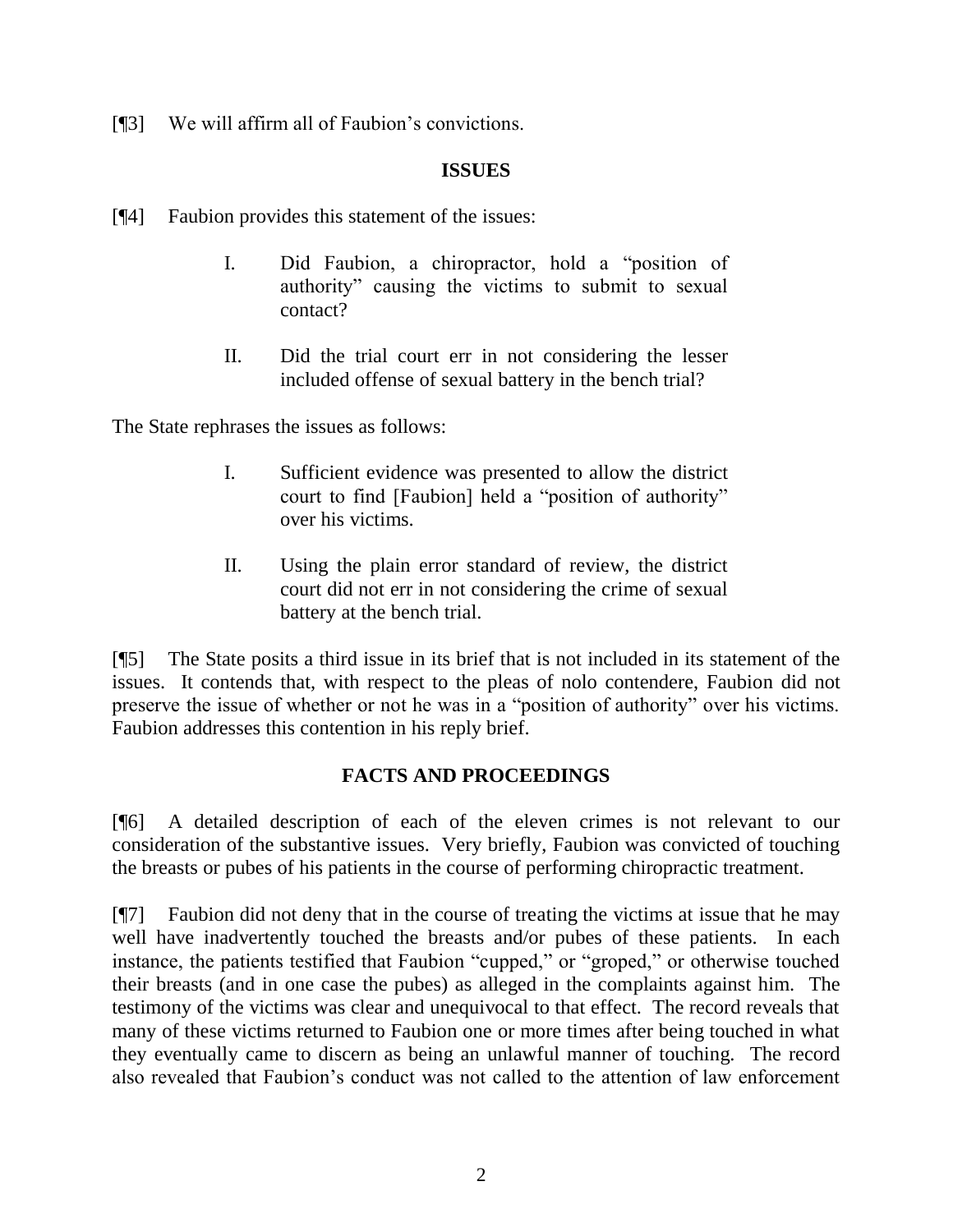[¶3] We will affirm all of Faubion's convictions.

## ISSUES

[¶4] Faubion provides this statement of the issues:

> I. Did Faubion, a chiropractor, hold a "position of authority" causing the victims to submit to sexual contact?
>
> II. Did the trial court err in not considering the lesser included offense of sexual battery in the bench trial?

The State rephrases the issues as follows:

> I. Sufficient evidence was presented to allow the district court to find [Faubion] held a "position of authority" over his victims.
>
> II. Using the plain error standard of review, the district court did not err in not considering the crime of sexual battery at the bench trial.

[¶5] The State posits a third issue in its brief that is not included in its statement of the issues. It contends that, with respect to the pleas of nolo contendere, Faubion did not preserve the issue of whether or not he was in a "position of authority" over his victims. Faubion addresses this contention in his reply brief.

## FACTS AND PROCEEDINGS

[¶6] A detailed description of each of the eleven crimes is not relevant to our consideration of the substantive issues. Very briefly, Faubion was convicted of touching the breasts or pubes of his patients in the course of performing chiropractic treatment.

[¶7] Faubion did not deny that in the course of treating the victims at issue that he may well have inadvertently touched the breasts and/or pubes of these patients. In each instance, the patients testified that Faubion "cupped," or "groped," or otherwise touched their breasts (and in one case the pubes) as alleged in the complaints against him. The testimony of the victims was clear and unequivocal to that effect. The record reveals that many of these victims returned to Faubion one or more times after being touched in what they eventually came to discern as being an unlawful manner of touching. The record also revealed that Faubion's conduct was not called to the attention of law enforcement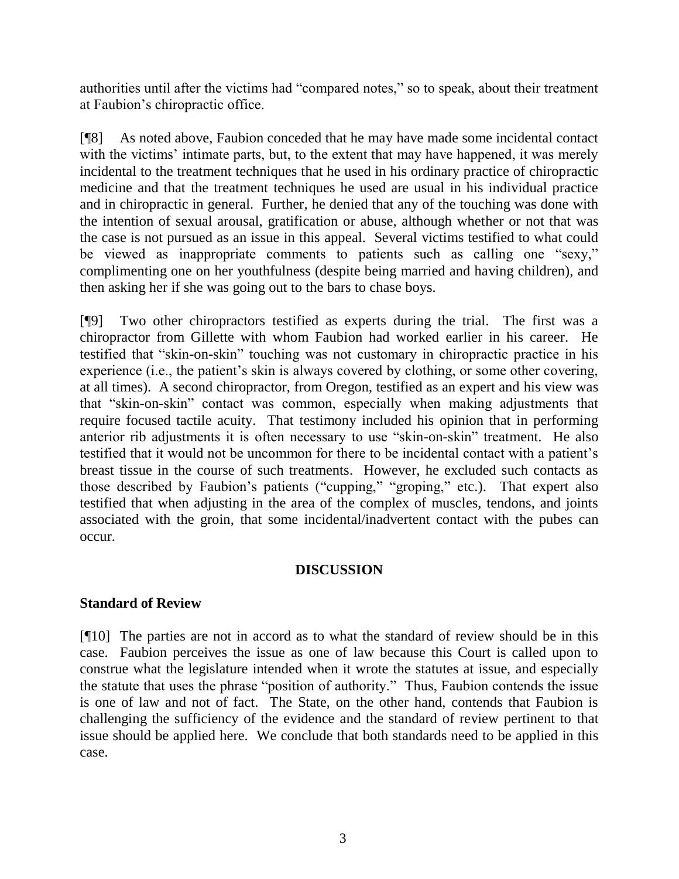authorities until after the victims had "compared notes," so to speak, about their treatment at Faubion's chiropractic office.

[¶8] As noted above, Faubion conceded that he may have made some incidental contact with the victims' intimate parts, but, to the extent that may have happened, it was merely incidental to the treatment techniques that he used in his ordinary practice of chiropractic medicine and that the treatment techniques he used are usual in his individual practice and in chiropractic in general. Further, he denied that any of the touching was done with the intention of sexual arousal, gratification or abuse, although whether or not that was the case is not pursued as an issue in this appeal. Several victims testified to what could be viewed as inappropriate comments to patients such as calling one "sexy," complimenting one on her youthfulness (despite being married and having children), and then asking her if she was going out to the bars to chase boys.

[¶9] Two other chiropractors testified as experts during the trial. The first was a chiropractor from Gillette with whom Faubion had worked earlier in his career. He testified that "skin-on-skin" touching was not customary in chiropractic practice in his experience (i.e., the patient's skin is always covered by clothing, or some other covering, at all times). A second chiropractor, from Oregon, testified as an expert and his view was that "skin-on-skin" contact was common, especially when making adjustments that require focused tactile acuity. That testimony included his opinion that in performing anterior rib adjustments it is often necessary to use "skin-on-skin" treatment. He also testified that it would not be uncommon for there to be incidental contact with a patient's breast tissue in the course of such treatments. However, he excluded such contacts as those described by Faubion's patients ("cupping," "groping," etc.). That expert also testified that when adjusting in the area of the complex of muscles, tendons, and joints associated with the groin, that some incidental/inadvertent contact with the pubes can occur.

## DISCUSSION

### Standard of Review

[¶10] The parties are not in accord as to what the standard of review should be in this case. Faubion perceives the issue as one of law because this Court is called upon to construe what the legislature intended when it wrote the statutes at issue, and especially the statute that uses the phrase "position of authority." Thus, Faubion contends the issue is one of law and not of fact. The State, on the other hand, contends that Faubion is challenging the sufficiency of the evidence and the standard of review pertinent to that issue should be applied here. We conclude that both standards need to be applied in this case.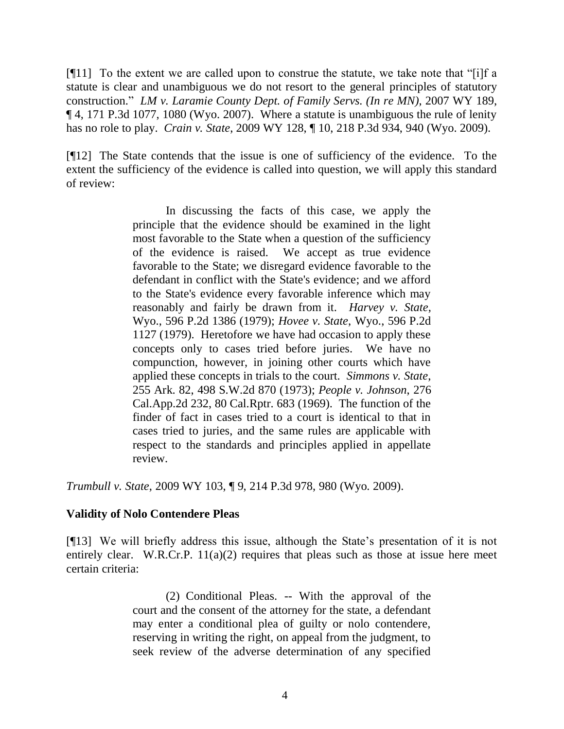[¶11] To the extent we are called upon to construe the statute, we take note that "[i]f a statute is clear and unambiguous we do not resort to the general principles of statutory construction." *LM v. Laramie County Dept. of Family Servs. (In re MN)*, 2007 WY 189, ¶ 4, 171 P.3d 1077, 1080 (Wyo. 2007). Where a statute is unambiguous the rule of lenity has no role to play. *Crain v. State*, 2009 WY 128, ¶ 10, 218 P.3d 934, 940 (Wyo. 2009).

[¶12] The State contends that the issue is one of sufficiency of the evidence. To the extent the sufficiency of the evidence is called into question, we will apply this standard of review:

> In discussing the facts of this case, we apply the principle that the evidence should be examined in the light most favorable to the State when a question of the sufficiency of the evidence is raised. We accept as true evidence favorable to the State; we disregard evidence favorable to the defendant in conflict with the State's evidence; and we afford to the State's evidence every favorable inference which may reasonably and fairly be drawn from it. *Harvey v. State*, Wyo., 596 P.2d 1386 (1979); *Hovee v. State*, Wyo., 596 P.2d 1127 (1979). Heretofore we have had occasion to apply these concepts only to cases tried before juries. We have no compunction, however, in joining other courts which have applied these concepts in trials to the court. *Simmons v. State*, 255 Ark. 82, 498 S.W.2d 870 (1973); *People v. Johnson*, 276 Cal.App.2d 232, 80 Cal.Rptr. 683 (1969). The function of the finder of fact in cases tried to a court is identical to that in cases tried to juries, and the same rules are applicable with respect to the standards and principles applied in appellate review.

*Trumbull v. State*, 2009 WY 103, ¶ 9, 214 P.3d 978, 980 (Wyo. 2009).

**Validity of Nolo Contendere Pleas**

[¶13] We will briefly address this issue, although the State's presentation of it is not entirely clear. W.R.Cr.P. 11(a)(2) requires that pleas such as those at issue here meet certain criteria:

> (2) Conditional Pleas. -- With the approval of the court and the consent of the attorney for the state, a defendant may enter a conditional plea of guilty or nolo contendere, reserving in writing the right, on appeal from the judgment, to seek review of the adverse determination of any specified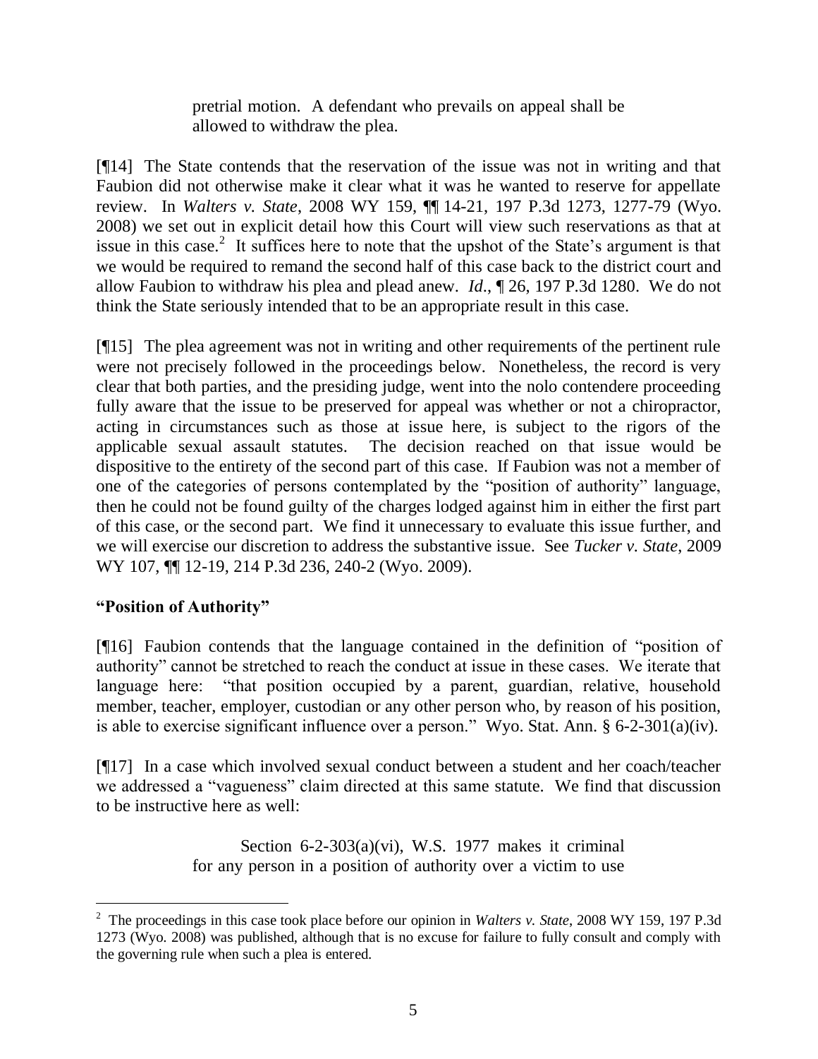> pretrial motion. A defendant who prevails on appeal shall be allowed to withdraw the plea.

[¶14] The State contends that the reservation of the issue was not in writing and that Faubion did not otherwise make it clear what it was he wanted to reserve for appellate review. In *Walters v. State*, 2008 WY 159, ¶¶ 14-21, 197 P.3d 1273, 1277-79 (Wyo. 2008) we set out in explicit detail how this Court will view such reservations as that at issue in this case.[2] It suffices here to note that the upshot of the State's argument is that we would be required to remand the second half of this case back to the district court and allow Faubion to withdraw his plea and plead anew. *Id*., ¶ 26, 197 P.3d 1280. We do not think the State seriously intended that to be an appropriate result in this case.

[¶15] The plea agreement was not in writing and other requirements of the pertinent rule were not precisely followed in the proceedings below. Nonetheless, the record is very clear that both parties, and the presiding judge, went into the nolo contendere proceeding fully aware that the issue to be preserved for appeal was whether or not a chiropractor, acting in circumstances such as those at issue here, is subject to the rigors of the applicable sexual assault statutes. The decision reached on that issue would be dispositive to the entirety of the second part of this case. If Faubion was not a member of one of the categories of persons contemplated by the "position of authority" language, then he could not be found guilty of the charges lodged against him in either the first part of this case, or the second part. We find it unnecessary to evaluate this issue further, and we will exercise our discretion to address the substantive issue. See *Tucker v. State*, 2009 WY 107, ¶¶ 12-19, 214 P.3d 236, 240-2 (Wyo. 2009).

### "Position of Authority"

[¶16] Faubion contends that the language contained in the definition of "position of authority" cannot be stretched to reach the conduct at issue in these cases. We iterate that language here: "that position occupied by a parent, guardian, relative, household member, teacher, employer, custodian or any other person who, by reason of his position, is able to exercise significant influence over a person." Wyo. Stat. Ann. § 6-2-301(a)(iv).

[¶17] In a case which involved sexual conduct between a student and her coach/teacher we addressed a "vagueness" claim directed at this same statute. We find that discussion to be instructive here as well:

> Section 6-2-303(a)(vi), W.S. 1977 makes it criminal for any person in a position of authority over a victim to use

[2] The proceedings in this case took place before our opinion in *Walters v. State*, 2008 WY 159, 197 P.3d 1273 (Wyo. 2008) was published, although that is no excuse for failure to fully consult and comply with the governing rule when such a plea is entered.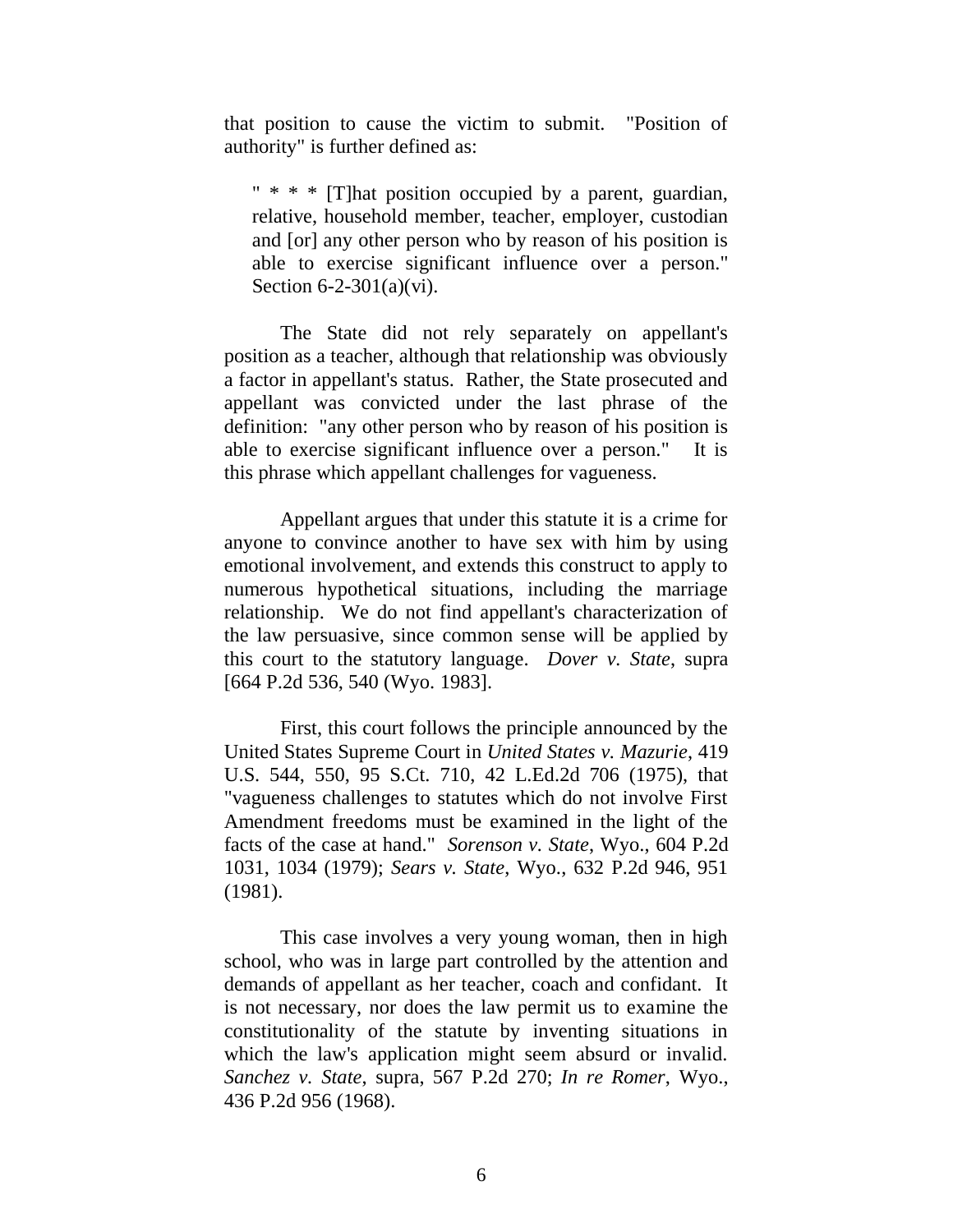that position to cause the victim to submit. "Position of authority" is further defined as:

> " * * * [T]hat position occupied by a parent, guardian, relative, household member, teacher, employer, custodian and [or] any other person who by reason of his position is able to exercise significant influence over a person." Section 6-2-301(a)(vi).

The State did not rely separately on appellant's position as a teacher, although that relationship was obviously a factor in appellant's status. Rather, the State prosecuted and appellant was convicted under the last phrase of the definition: "any other person who by reason of his position is able to exercise significant influence over a person." It is this phrase which appellant challenges for vagueness.

Appellant argues that under this statute it is a crime for anyone to convince another to have sex with him by using emotional involvement, and extends this construct to apply to numerous hypothetical situations, including the marriage relationship. We do not find appellant's characterization of the law persuasive, since common sense will be applied by this court to the statutory language. *Dover v. State*, supra [664 P.2d 536, 540 (Wyo. 1983].

First, this court follows the principle announced by the United States Supreme Court in *United States v. Mazurie*, 419 U.S. 544, 550, 95 S.Ct. 710, 42 L.Ed.2d 706 (1975), that "vagueness challenges to statutes which do not involve First Amendment freedoms must be examined in the light of the facts of the case at hand." *Sorenson v. State*, Wyo., 604 P.2d 1031, 1034 (1979); *Sears v. State*, Wyo., 632 P.2d 946, 951 (1981).

This case involves a very young woman, then in high school, who was in large part controlled by the attention and demands of appellant as her teacher, coach and confidant. It is not necessary, nor does the law permit us to examine the constitutionality of the statute by inventing situations in which the law's application might seem absurd or invalid. *Sanchez v. State*, supra, 567 P.2d 270; *In re Romer*, Wyo., 436 P.2d 956 (1968).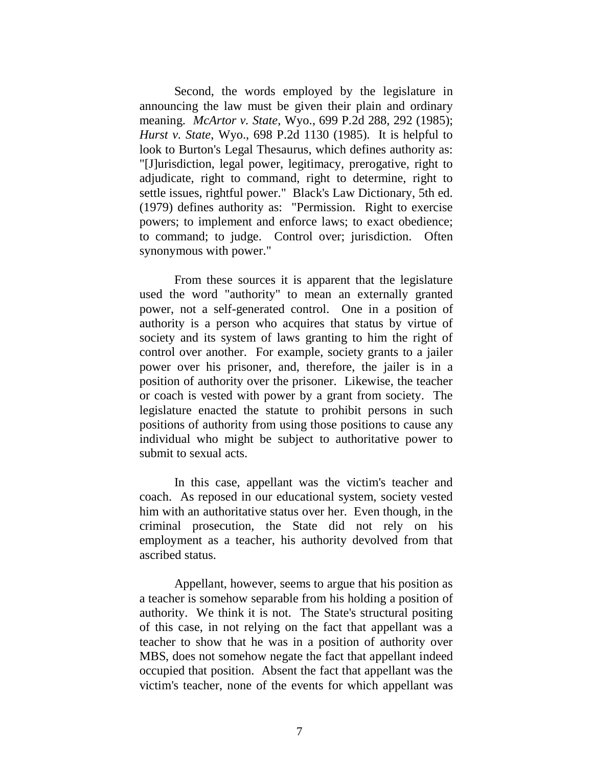Second, the words employed by the legislature in announcing the law must be given their plain and ordinary meaning. *McArtor v. State*, Wyo., 699 P.2d 288, 292 (1985); *Hurst v. State*, Wyo., 698 P.2d 1130 (1985). It is helpful to look to Burton's Legal Thesaurus, which defines authority as: "[J]urisdiction, legal power, legitimacy, prerogative, right to adjudicate, right to command, right to determine, right to settle issues, rightful power." Black's Law Dictionary, 5th ed. (1979) defines authority as: "Permission. Right to exercise powers; to implement and enforce laws; to exact obedience; to command; to judge. Control over; jurisdiction. Often synonymous with power."

From these sources it is apparent that the legislature used the word "authority" to mean an externally granted power, not a self-generated control. One in a position of authority is a person who acquires that status by virtue of society and its system of laws granting to him the right of control over another. For example, society grants to a jailer power over his prisoner, and, therefore, the jailer is in a position of authority over the prisoner. Likewise, the teacher or coach is vested with power by a grant from society. The legislature enacted the statute to prohibit persons in such positions of authority from using those positions to cause any individual who might be subject to authoritative power to submit to sexual acts.

In this case, appellant was the victim's teacher and coach. As reposed in our educational system, society vested him with an authoritative status over her. Even though, in the criminal prosecution, the State did not rely on his employment as a teacher, his authority devolved from that ascribed status.

Appellant, however, seems to argue that his position as a teacher is somehow separable from his holding a position of authority. We think it is not. The State's structural positing of this case, in not relying on the fact that appellant was a teacher to show that he was in a position of authority over MBS, does not somehow negate the fact that appellant indeed occupied that position. Absent the fact that appellant was the victim's teacher, none of the events for which appellant was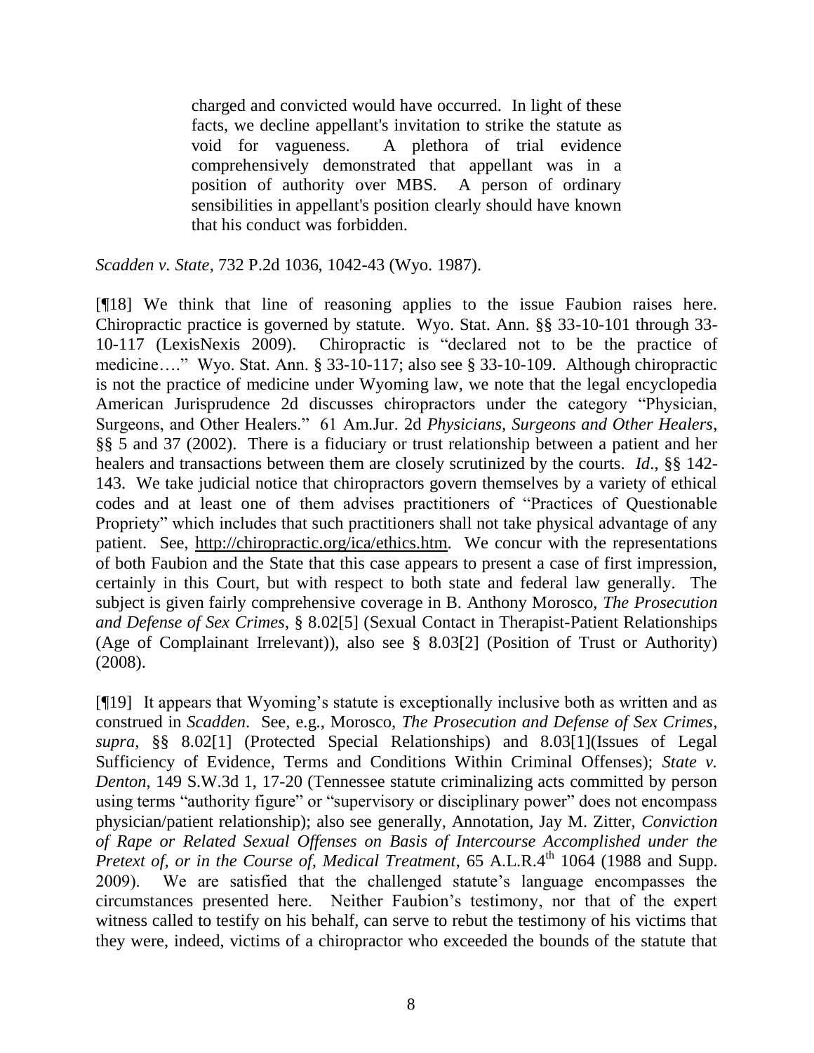> charged and convicted would have occurred. In light of these facts, we decline appellant's invitation to strike the statute as void for vagueness. A plethora of trial evidence comprehensively demonstrated that appellant was in a position of authority over MBS. A person of ordinary sensibilities in appellant's position clearly should have known that his conduct was forbidden.

*Scadden v. State*, 732 P.2d 1036, 1042-43 (Wyo. 1987).

[¶18] We think that line of reasoning applies to the issue Faubion raises here. Chiropractic practice is governed by statute. Wyo. Stat. Ann. §§ 33-10-101 through 33-10-117 (LexisNexis 2009). Chiropractic is "declared not to be the practice of medicine…." Wyo. Stat. Ann. § 33-10-117; also see § 33-10-109. Although chiropractic is not the practice of medicine under Wyoming law, we note that the legal encyclopedia American Jurisprudence 2d discusses chiropractors under the category "Physician, Surgeons, and Other Healers." 61 Am.Jur. 2d *Physicians, Surgeons and Other Healers*, §§ 5 and 37 (2002). There is a fiduciary or trust relationship between a patient and her healers and transactions between them are closely scrutinized by the courts. *Id*., §§ 142-143. We take judicial notice that chiropractors govern themselves by a variety of ethical codes and at least one of them advises practitioners of "Practices of Questionable Propriety" which includes that such practitioners shall not take physical advantage of any patient. See, http://chiropractic.org/ica/ethics.htm. We concur with the representations of both Faubion and the State that this case appears to present a case of first impression, certainly in this Court, but with respect to both state and federal law generally. The subject is given fairly comprehensive coverage in B. Anthony Morosco, *The Prosecution and Defense of Sex Crimes*, § 8.02[5] (Sexual Contact in Therapist-Patient Relationships (Age of Complainant Irrelevant)), also see § 8.03[2] (Position of Trust or Authority) (2008).

[¶19] It appears that Wyoming's statute is exceptionally inclusive both as written and as construed in *Scadden*. See, e.g., Morosco, *The Prosecution and Defense of Sex Crimes*, *supra*, §§ 8.02[1] (Protected Special Relationships) and 8.03[1](Issues of Legal Sufficiency of Evidence, Terms and Conditions Within Criminal Offenses); *State v. Denton*, 149 S.W.3d 1, 17-20 (Tennessee statute criminalizing acts committed by person using terms "authority figure" or "supervisory or disciplinary power" does not encompass physician/patient relationship); also see generally, Annotation, Jay M. Zitter, *Conviction of Rape or Related Sexual Offenses on Basis of Intercourse Accomplished under the Pretext of, or in the Course of, Medical Treatment*, 65 A.L.R.4th 1064 (1988 and Supp. 2009). We are satisfied that the challenged statute's language encompasses the circumstances presented here. Neither Faubion's testimony, nor that of the expert witness called to testify on his behalf, can serve to rebut the testimony of his victims that they were, indeed, victims of a chiropractor who exceeded the bounds of the statute that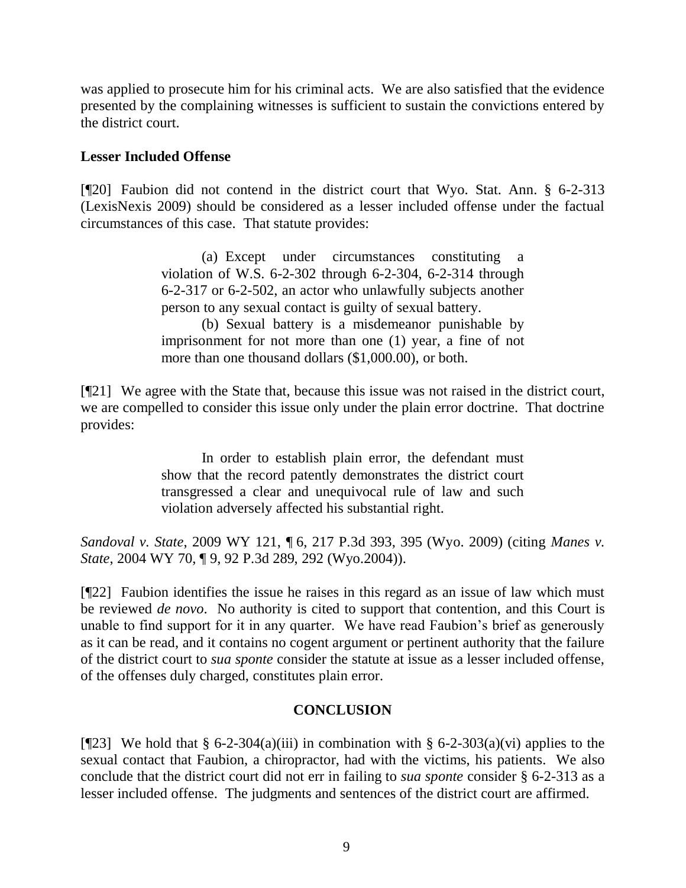was applied to prosecute him for his criminal acts. We are also satisfied that the evidence presented by the complaining witnesses is sufficient to sustain the convictions entered by the district court.

### Lesser Included Offense

[¶20] Faubion did not contend in the district court that Wyo. Stat. Ann. § 6-2-313 (LexisNexis 2009) should be considered as a lesser included offense under the factual circumstances of this case. That statute provides:

> (a) Except under circumstances constituting a violation of W.S. 6-2-302 through 6-2-304, 6-2-314 through 6-2-317 or 6-2-502, an actor who unlawfully subjects another person to any sexual contact is guilty of sexual battery.
>
> (b) Sexual battery is a misdemeanor punishable by imprisonment for not more than one (1) year, a fine of not more than one thousand dollars ($1,000.00), or both.

[¶21] We agree with the State that, because this issue was not raised in the district court, we are compelled to consider this issue only under the plain error doctrine. That doctrine provides:

> In order to establish plain error, the defendant must show that the record patently demonstrates the district court transgressed a clear and unequivocal rule of law and such violation adversely affected his substantial right.

*Sandoval v. State*, 2009 WY 121, ¶ 6, 217 P.3d 393, 395 (Wyo. 2009) (citing *Manes v. State*, 2004 WY 70, ¶ 9, 92 P.3d 289, 292 (Wyo.2004)).

[¶22] Faubion identifies the issue he raises in this regard as an issue of law which must be reviewed *de novo*. No authority is cited to support that contention, and this Court is unable to find support for it in any quarter. We have read Faubion's brief as generously as it can be read, and it contains no cogent argument or pertinent authority that the failure of the district court to *sua sponte* consider the statute at issue as a lesser included offense, of the offenses duly charged, constitutes plain error.

## CONCLUSION

[¶23] We hold that § 6-2-304(a)(iii) in combination with § 6-2-303(a)(vi) applies to the sexual contact that Faubion, a chiropractor, had with the victims, his patients. We also conclude that the district court did not err in failing to *sua sponte* consider § 6-2-313 as a lesser included offense. The judgments and sentences of the district court are affirmed.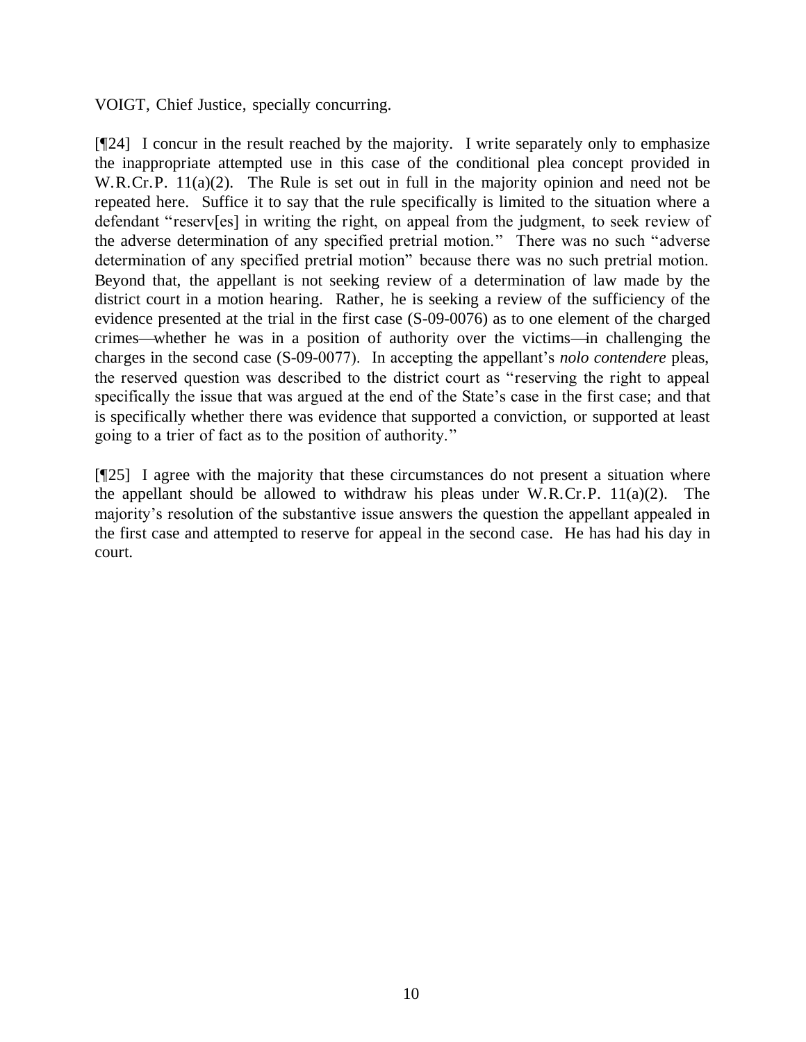VOIGT, Chief Justice, specially concurring.

[¶24] I concur in the result reached by the majority. I write separately only to emphasize the inappropriate attempted use in this case of the conditional plea concept provided in W.R.Cr.P. 11(a)(2). The Rule is set out in full in the majority opinion and need not be repeated here. Suffice it to say that the rule specifically is limited to the situation where a defendant "reserv[es] in writing the right, on appeal from the judgment, to seek review of the adverse determination of any specified pretrial motion." There was no such "adverse determination of any specified pretrial motion" because there was no such pretrial motion. Beyond that, the appellant is not seeking review of a determination of law made by the district court in a motion hearing. Rather, he is seeking a review of the sufficiency of the evidence presented at the trial in the first case (S-09-0076) as to one element of the charged crimes—whether he was in a position of authority over the victims—in challenging the charges in the second case (S-09-0077). In accepting the appellant's *nolo contendere* pleas, the reserved question was described to the district court as "reserving the right to appeal specifically the issue that was argued at the end of the State's case in the first case; and that is specifically whether there was evidence that supported a conviction, or supported at least going to a trier of fact as to the position of authority."

[¶25] I agree with the majority that these circumstances do not present a situation where the appellant should be allowed to withdraw his pleas under W.R.Cr.P. 11(a)(2). The majority's resolution of the substantive issue answers the question the appellant appealed in the first case and attempted to reserve for appeal in the second case. He has had his day in court.